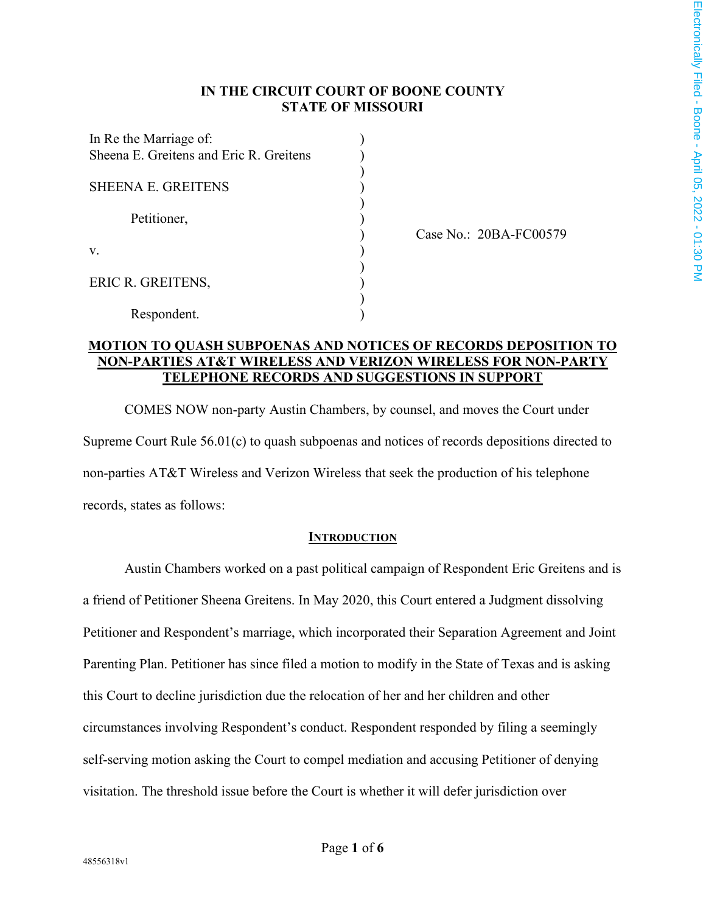# IN THE CIRCUIT COURT OF BOONE COUNTY
# STATE OF MISSOURI

| | | |
|---|---|---|
| In Re the Marriage of:<br>Sheena E. Greitens and Eric R. Greitens<br><br>SHEENA E. GREITENS<br><br>Petitioner,<br><br>v.<br><br>ERIC R. GREITENS,<br><br>Respondent. | ) | Case No.: 20BA-FC00579 |

**MOTION TO QUASH SUBPOENAS AND NOTICES OF RECORDS DEPOSITION TO NON-PARTIES AT&T WIRELESS AND VERIZON WIRELESS FOR NON-PARTY TELEPHONE RECORDS AND SUGGESTIONS IN SUPPORT**

COMES NOW non-party Austin Chambers, by counsel, and moves the Court under Supreme Court Rule 56.01(c) to quash subpoenas and notices of records depositions directed to non-parties AT&T Wireless and Verizon Wireless that seek the production of his telephone records, states as follows:

## INTRODUCTION

Austin Chambers worked on a past political campaign of Respondent Eric Greitens and is a friend of Petitioner Sheena Greitens. In May 2020, this Court entered a Judgment dissolving Petitioner and Respondent's marriage, which incorporated their Separation Agreement and Joint Parenting Plan. Petitioner has since filed a motion to modify in the State of Texas and is asking this Court to decline jurisdiction due the relocation of her and her children and other circumstances involving Respondent's conduct. Respondent responded by filing a seemingly self-serving motion asking the Court to compel mediation and accusing Petitioner of denying visitation. The threshold issue before the Court is whether it will defer jurisdiction over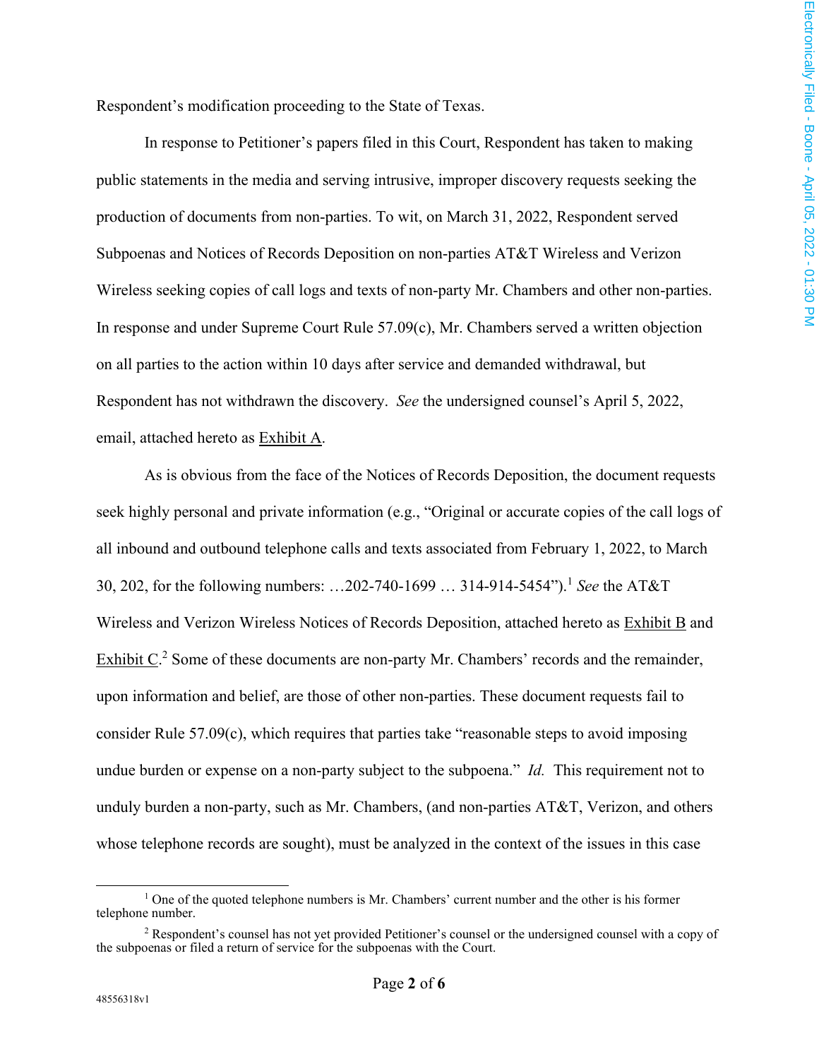Respondent's modification proceeding to the State of Texas.

In response to Petitioner's papers filed in this Court, Respondent has taken to making public statements in the media and serving intrusive, improper discovery requests seeking the production of documents from non-parties. To wit, on March 31, 2022, Respondent served Subpoenas and Notices of Records Deposition on non-parties AT&T Wireless and Verizon Wireless seeking copies of call logs and texts of non-party Mr. Chambers and other non-parties. In response and under Supreme Court Rule 57.09(c), Mr. Chambers served a written objection on all parties to the action within 10 days after service and demanded withdrawal, but Respondent has not withdrawn the discovery. *See* the undersigned counsel's April 5, 2022, email, attached hereto as Exhibit A.

As is obvious from the face of the Notices of Records Deposition, the document requests seek highly personal and private information (e.g., "Original or accurate copies of the call logs of all inbound and outbound telephone calls and texts associated from February 1, 2022, to March 30, 202, for the following numbers: …202-740-1699 … 314-914-5454").[1] *See* the AT&T Wireless and Verizon Wireless Notices of Records Deposition, attached hereto as Exhibit B and Exhibit C.[2] Some of these documents are non-party Mr. Chambers' records and the remainder, upon information and belief, are those of other non-parties. These document requests fail to consider Rule 57.09(c), which requires that parties take "reasonable steps to avoid imposing undue burden or expense on a non-party subject to the subpoena." *Id.* This requirement not to unduly burden a non-party, such as Mr. Chambers, (and non-parties AT&T, Verizon, and others whose telephone records are sought), must be analyzed in the context of the issues in this case

[1] One of the quoted telephone numbers is Mr. Chambers' current number and the other is his former telephone number.

[2] Respondent's counsel has not yet provided Petitioner's counsel or the undersigned counsel with a copy of the subpoenas or filed a return of service for the subpoenas with the Court.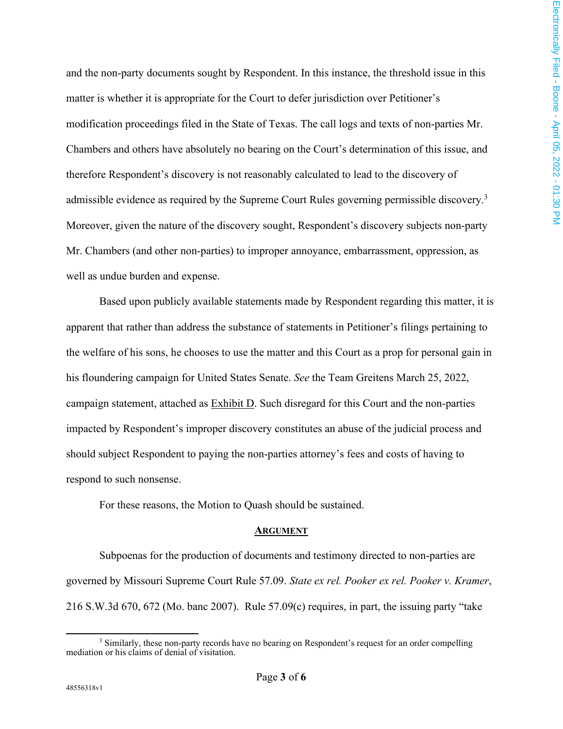and the non-party documents sought by Respondent. In this instance, the threshold issue in this matter is whether it is appropriate for the Court to defer jurisdiction over Petitioner's modification proceedings filed in the State of Texas. The call logs and texts of non-parties Mr. Chambers and others have absolutely no bearing on the Court's determination of this issue, and therefore Respondent's discovery is not reasonably calculated to lead to the discovery of admissible evidence as required by the Supreme Court Rules governing permissible discovery.[3] Moreover, given the nature of the discovery sought, Respondent's discovery subjects non-party Mr. Chambers (and other non-parties) to improper annoyance, embarrassment, oppression, as well as undue burden and expense.

Based upon publicly available statements made by Respondent regarding this matter, it is apparent that rather than address the substance of statements in Petitioner's filings pertaining to the welfare of his sons, he chooses to use the matter and this Court as a prop for personal gain in his floundering campaign for United States Senate. *See* the Team Greitens March 25, 2022, campaign statement, attached as Exhibit D. Such disregard for this Court and the non-parties impacted by Respondent's improper discovery constitutes an abuse of the judicial process and should subject Respondent to paying the non-parties attorney's fees and costs of having to respond to such nonsense.

For these reasons, the Motion to Quash should be sustained.

## ARGUMENT

Subpoenas for the production of documents and testimony directed to non-parties are governed by Missouri Supreme Court Rule 57.09. *State ex rel. Pooker ex rel. Pooker v. Kramer*, 216 S.W.3d 670, 672 (Mo. banc 2007). Rule 57.09(c) requires, in part, the issuing party "take

[3] Similarly, these non-party records have no bearing on Respondent's request for an order compelling mediation or his claims of denial of visitation.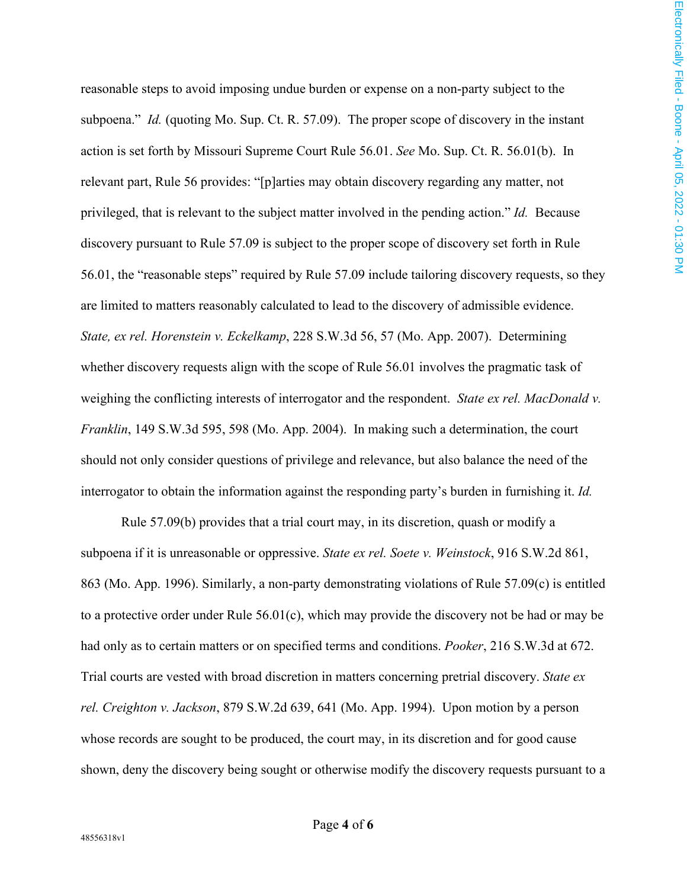reasonable steps to avoid imposing undue burden or expense on a non-party subject to the subpoena." *Id.* (quoting Mo. Sup. Ct. R. 57.09). The proper scope of discovery in the instant action is set forth by Missouri Supreme Court Rule 56.01. *See* Mo. Sup. Ct. R. 56.01(b). In relevant part, Rule 56 provides: "[p]arties may obtain discovery regarding any matter, not privileged, that is relevant to the subject matter involved in the pending action." *Id.* Because discovery pursuant to Rule 57.09 is subject to the proper scope of discovery set forth in Rule 56.01, the "reasonable steps" required by Rule 57.09 include tailoring discovery requests, so they are limited to matters reasonably calculated to lead to the discovery of admissible evidence. *State, ex rel. Horenstein v. Eckelkamp*, 228 S.W.3d 56, 57 (Mo. App. 2007). Determining whether discovery requests align with the scope of Rule 56.01 involves the pragmatic task of weighing the conflicting interests of interrogator and the respondent. *State ex rel. MacDonald v. Franklin*, 149 S.W.3d 595, 598 (Mo. App. 2004). In making such a determination, the court should not only consider questions of privilege and relevance, but also balance the need of the interrogator to obtain the information against the responding party's burden in furnishing it. *Id.*

Rule 57.09(b) provides that a trial court may, in its discretion, quash or modify a subpoena if it is unreasonable or oppressive. *State ex rel. Soete v. Weinstock*, 916 S.W.2d 861, 863 (Mo. App. 1996). Similarly, a non-party demonstrating violations of Rule 57.09(c) is entitled to a protective order under Rule 56.01(c), which may provide the discovery not be had or may be had only as to certain matters or on specified terms and conditions. *Pooker*, 216 S.W.3d at 672. Trial courts are vested with broad discretion in matters concerning pretrial discovery. *State ex rel. Creighton v. Jackson*, 879 S.W.2d 639, 641 (Mo. App. 1994). Upon motion by a person whose records are sought to be produced, the court may, in its discretion and for good cause shown, deny the discovery being sought or otherwise modify the discovery requests pursuant to a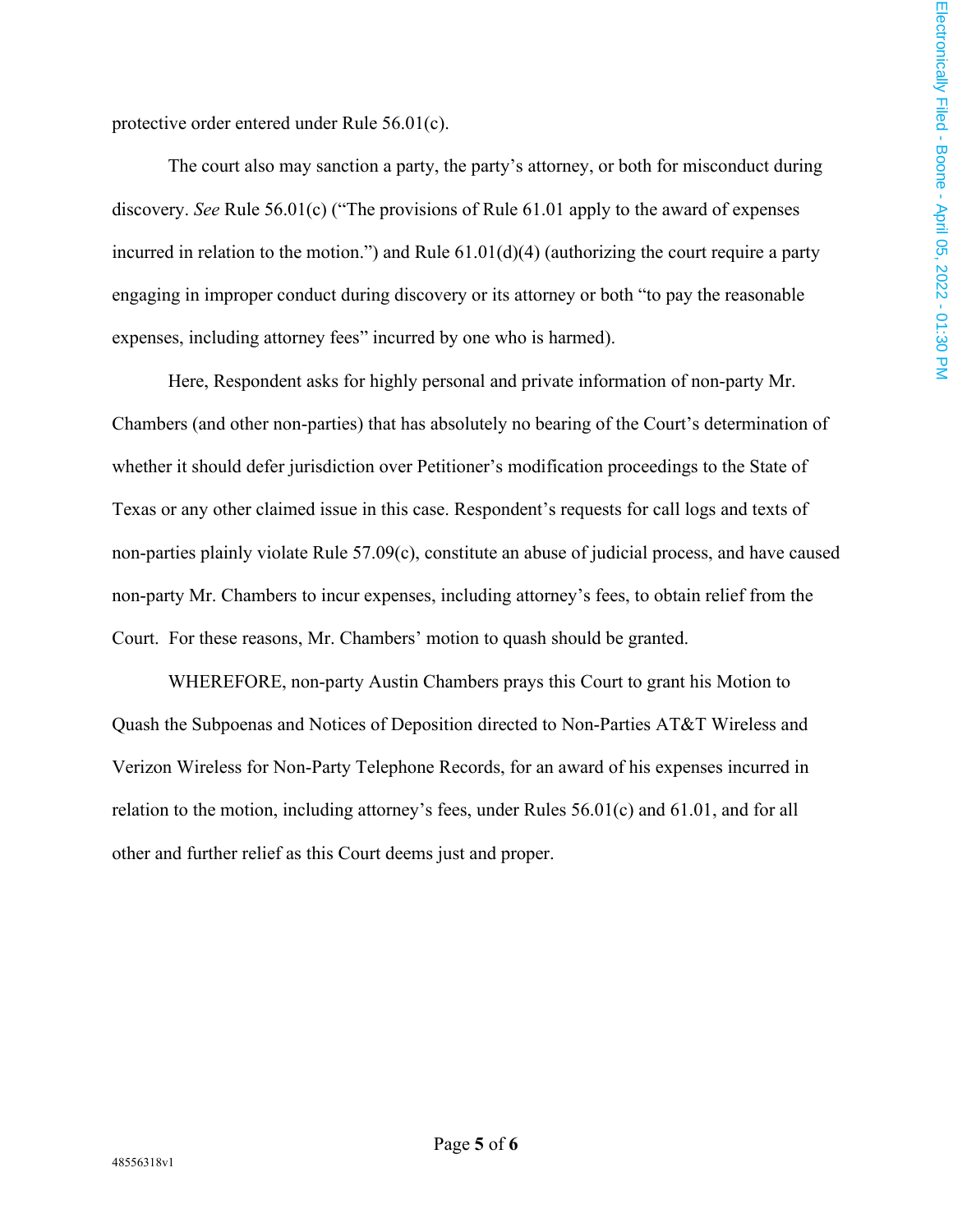protective order entered under Rule 56.01(c).

The court also may sanction a party, the party's attorney, or both for misconduct during discovery. *See* Rule 56.01(c) ("The provisions of Rule 61.01 apply to the award of expenses incurred in relation to the motion.") and Rule 61.01(d)(4) (authorizing the court require a party engaging in improper conduct during discovery or its attorney or both "to pay the reasonable expenses, including attorney fees" incurred by one who is harmed).

Here, Respondent asks for highly personal and private information of non-party Mr. Chambers (and other non-parties) that has absolutely no bearing of the Court's determination of whether it should defer jurisdiction over Petitioner's modification proceedings to the State of Texas or any other claimed issue in this case. Respondent's requests for call logs and texts of non-parties plainly violate Rule 57.09(c), constitute an abuse of judicial process, and have caused non-party Mr. Chambers to incur expenses, including attorney's fees, to obtain relief from the Court. For these reasons, Mr. Chambers' motion to quash should be granted.

WHEREFORE, non-party Austin Chambers prays this Court to grant his Motion to Quash the Subpoenas and Notices of Deposition directed to Non-Parties AT&T Wireless and Verizon Wireless for Non-Party Telephone Records, for an award of his expenses incurred in relation to the motion, including attorney's fees, under Rules 56.01(c) and 61.01, and for all other and further relief as this Court deems just and proper.

48556318v1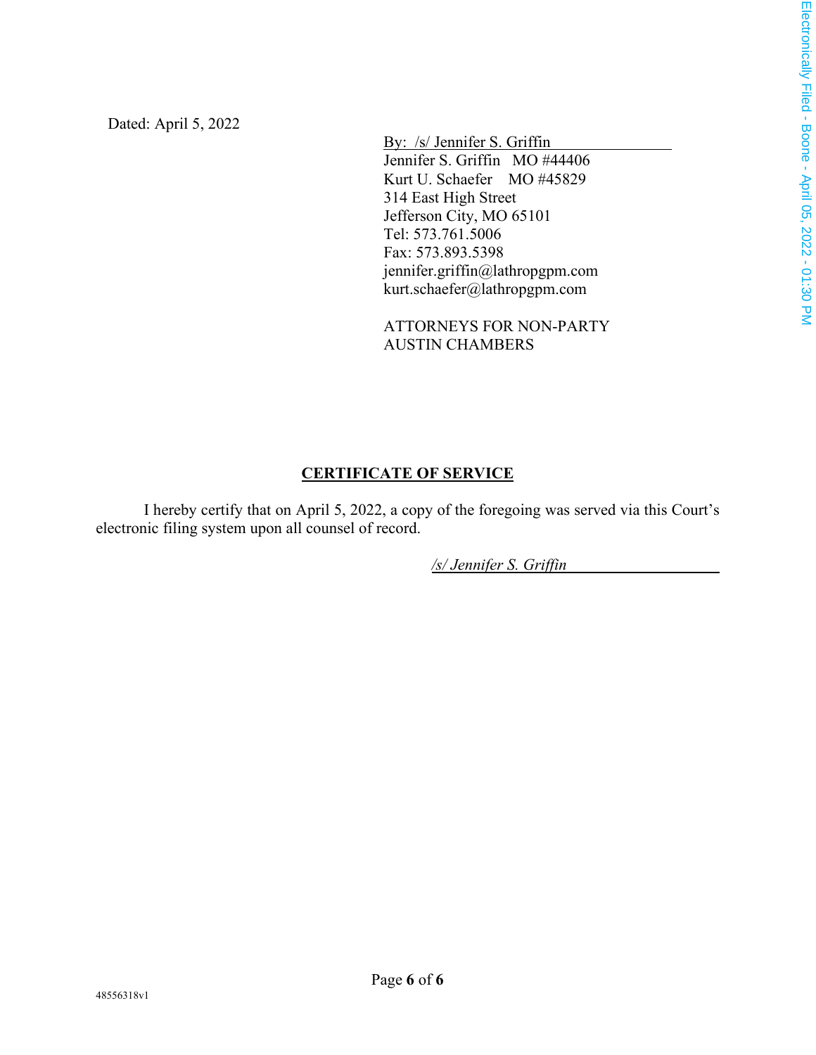Dated: April 5, 2022

By: /s/ Jennifer S. Griffin
Jennifer S. Griffin MO #44406
Kurt U. Schaefer MO #45829
314 East High Street
Jefferson City, MO 65101
Tel: 573.761.5006
Fax: 573.893.5398
jennifer.griffin@lathropgpm.com
kurt.schaefer@lathropgpm.com

ATTORNEYS FOR NON-PARTY
AUSTIN CHAMBERS

## CERTIFICATE OF SERVICE

I hereby certify that on April 5, 2022, a copy of the foregoing was served via this Court's electronic filing system upon all counsel of record.

*/s/ Jennifer S. Griffin*

48556318v1